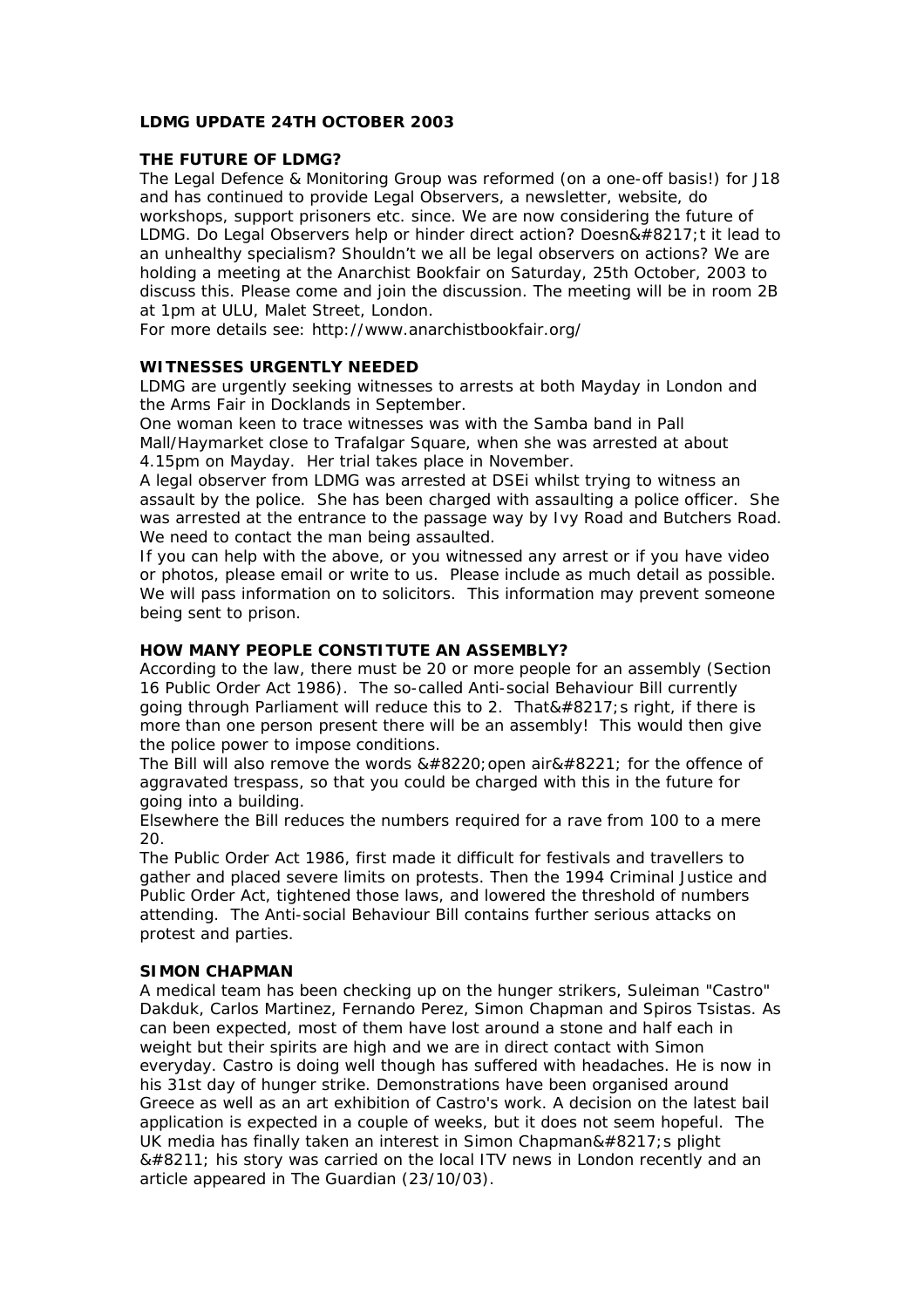**LDMG UPDATE 24TH OCTOBER 2003**

**THE FUTURE OF LDMG?**

The Legal Defence & Monitoring Group was reformed (on a one-off basis!) for J18 and has continued to provide Legal Observers, a newsletter, website, do workshops, support prisoners etc. since. We are now considering the future of LDMG. Do Legal Observers help or hinder direct action? Doesn&#8217;t it lead to an unhealthy specialism? Shouldn’t we all be legal observers on actions? We are holding a meeting at the Anarchist Bookfair on Saturday, 25th October, 2003 to discuss this. Please come and join the discussion. The meeting will be in room 2B at 1pm at ULU, Malet Street, London.
For more details see: http://www.anarchistbookfair.org/

**WITNESSES URGENTLY NEEDED**

LDMG are urgently seeking witnesses to arrests at both Mayday in London and the Arms Fair in Docklands in September.
One woman keen to trace witnesses was with the Samba band in Pall Mall/Haymarket close to Trafalgar Square, when she was arrested at about 4.15pm on Mayday. Her trial takes place in November.
A legal observer from LDMG was arrested at DSEi whilst trying to witness an assault by the police. She has been charged with assaulting a police officer. She was arrested at the entrance to the passage way by Ivy Road and Butchers Road. We need to contact the man being assaulted.
If you can help with the above, or you witnessed any arrest or if you have video or photos, please email or write to us. Please include as much detail as possible. We will pass information on to solicitors. This information may prevent someone being sent to prison.

**HOW MANY PEOPLE CONSTITUTE AN ASSEMBLY?**

According to the law, there must be 20 or more people for an assembly (Section 16 Public Order Act 1986). The so-called Anti-social Behaviour Bill currently going through Parliament will reduce this to 2. That&#8217;s right, if there is more than one person present there will be an assembly! This would then give the police power to impose conditions.
The Bill will also remove the words &#8220;open air&#8221; for the offence of aggravated trespass, so that you could be charged with this in the future for going into a building.
Elsewhere the Bill reduces the numbers required for a rave from 100 to a mere 20.
The Public Order Act 1986, first made it difficult for festivals and travellers to gather and placed severe limits on protests. Then the 1994 Criminal Justice and Public Order Act, tightened those laws, and lowered the threshold of numbers attending. The Anti-social Behaviour Bill contains further serious attacks on protest and parties.

**SIMON CHAPMAN**

A medical team has been checking up on the hunger strikers, Suleiman "Castro" Dakduk, Carlos Martinez, Fernando Perez, Simon Chapman and Spiros Tsistas. As can been expected, most of them have lost around a stone and half each in weight but their spirits are high and we are in direct contact with Simon everyday. Castro is doing well though has suffered with headaches. He is now in his 31st day of hunger strike. Demonstrations have been organised around Greece as well as an art exhibition of Castro's work. A decision on the latest bail application is expected in a couple of weeks, but it does not seem hopeful. The UK media has finally taken an interest in Simon Chapman&#8217;s plight &#8211; his story was carried on the local ITV news in London recently and an article appeared in The Guardian (23/10/03).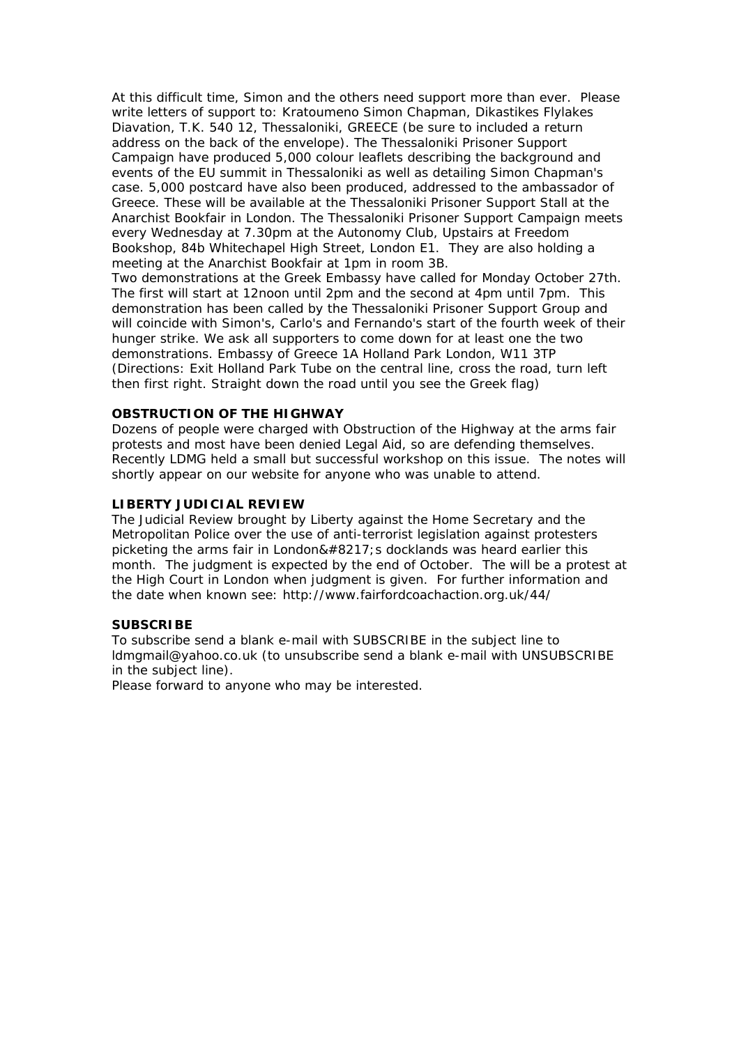At this difficult time, Simon and the others need support more than ever. Please write letters of support to: Kratoumeno Simon Chapman, Dikastikes Flylakes Diavation, T.K. 540 12, Thessaloniki, GREECE (be sure to included a return address on the back of the envelope). The Thessaloniki Prisoner Support Campaign have produced 5,000 colour leaflets describing the background and events of the EU summit in Thessaloniki as well as detailing Simon Chapman's case. 5,000 postcard have also been produced, addressed to the ambassador of Greece. These will be available at the Thessaloniki Prisoner Support Stall at the Anarchist Bookfair in London. The Thessaloniki Prisoner Support Campaign meets every Wednesday at 7.30pm at the Autonomy Club, Upstairs at Freedom Bookshop, 84b Whitechapel High Street, London E1. They are also holding a meeting at the Anarchist Bookfair at 1pm in room 3B.
Two demonstrations at the Greek Embassy have called for Monday October 27th. The first will start at 12noon until 2pm and the second at 4pm until 7pm. This demonstration has been called by the Thessaloniki Prisoner Support Group and will coincide with Simon's, Carlo's and Fernando's start of the fourth week of their hunger strike. We ask all supporters to come down for at least one the two demonstrations. Embassy of Greece 1A Holland Park London, W11 3TP (Directions: Exit Holland Park Tube on the central line, cross the road, turn left then first right. Straight down the road until you see the Greek flag)

**OBSTRUCTION OF THE HIGHWAY**
Dozens of people were charged with Obstruction of the Highway at the arms fair protests and most have been denied Legal Aid, so are defending themselves. Recently LDMG held a small but successful workshop on this issue. The notes will shortly appear on our website for anyone who was unable to attend.

**LIBERTY JUDICIAL REVIEW**
The Judicial Review brought by Liberty against the Home Secretary and the Metropolitan Police over the use of anti-terrorist legislation against protesters picketing the arms fair in London&#8217;s docklands was heard earlier this month. The judgment is expected by the end of October. The will be a protest at the High Court in London when judgment is given. For further information and the date when known see: http://www.fairfordcoachaction.org.uk/44/

**SUBSCRIBE**
To subscribe send a blank e-mail with SUBSCRIBE in the subject line to ldmgmail@yahoo.co.uk (to unsubscribe send a blank e-mail with UNSUBSCRIBE in the subject line).
Please forward to anyone who may be interested.